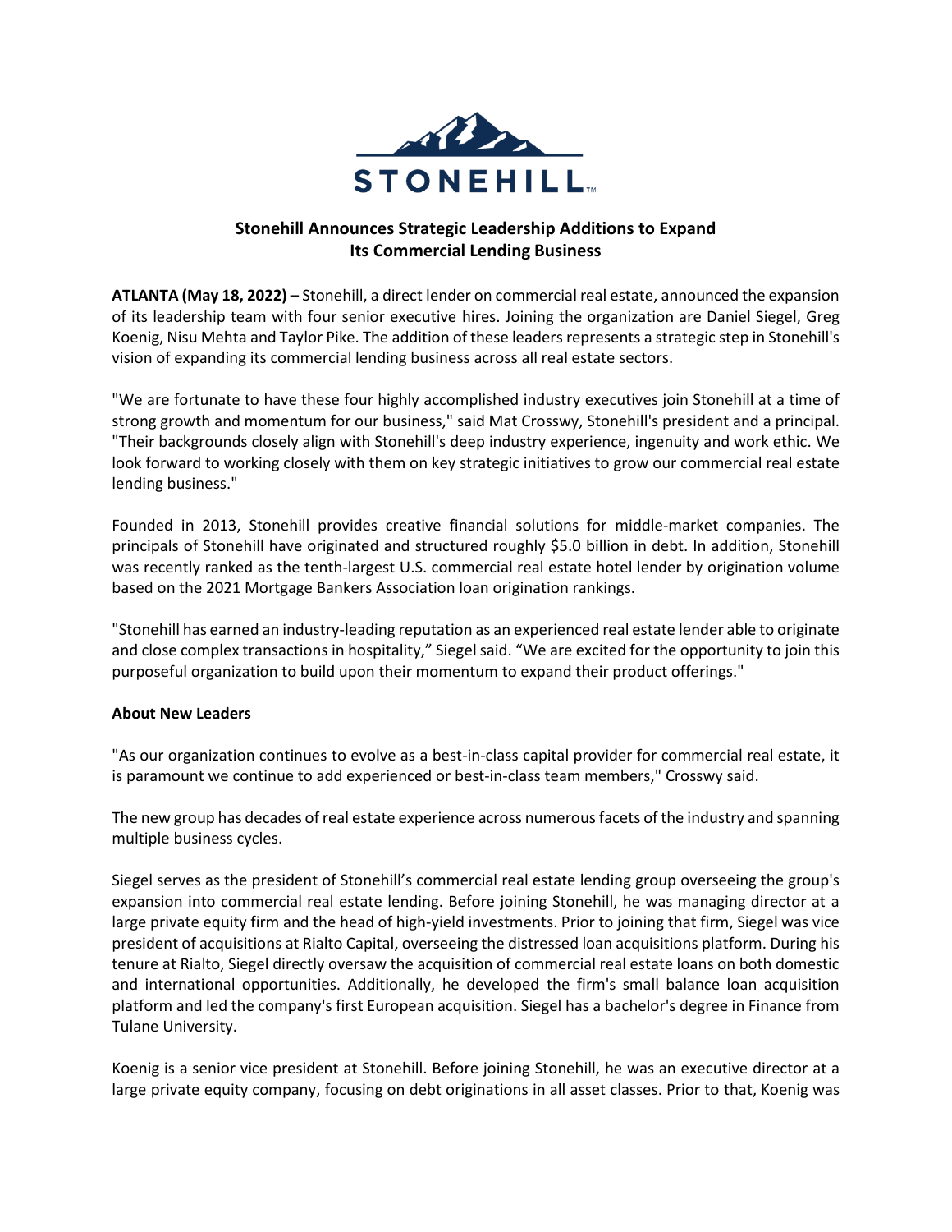STONEHILL™

## Stonehill Announces Strategic Leadership Additions to Expand Its Commercial Lending Business

**ATLANTA (May 18, 2022)** – Stonehill, a direct lender on commercial real estate, announced the expansion of its leadership team with four senior executive hires. Joining the organization are Daniel Siegel, Greg Koenig, Nisu Mehta and Taylor Pike. The addition of these leaders represents a strategic step in Stonehill's vision of expanding its commercial lending business across all real estate sectors.

"We are fortunate to have these four highly accomplished industry executives join Stonehill at a time of strong growth and momentum for our business," said Mat Crosswy, Stonehill's president and a principal. "Their backgrounds closely align with Stonehill's deep industry experience, ingenuity and work ethic. We look forward to working closely with them on key strategic initiatives to grow our commercial real estate lending business."

Founded in 2013, Stonehill provides creative financial solutions for middle-market companies. The principals of Stonehill have originated and structured roughly $5.0 billion in debt. In addition, Stonehill was recently ranked as the tenth-largest U.S. commercial real estate hotel lender by origination volume based on the 2021 Mortgage Bankers Association loan origination rankings.

"Stonehill has earned an industry-leading reputation as an experienced real estate lender able to originate and close complex transactions in hospitality," Siegel said. "We are excited for the opportunity to join this purposeful organization to build upon their momentum to expand their product offerings."

### About New Leaders

"As our organization continues to evolve as a best-in-class capital provider for commercial real estate, it is paramount we continue to add experienced or best-in-class team members," Crosswy said.

The new group has decades of real estate experience across numerous facets of the industry and spanning multiple business cycles.

Siegel serves as the president of Stonehill's commercial real estate lending group overseeing the group's expansion into commercial real estate lending. Before joining Stonehill, he was managing director at a large private equity firm and the head of high-yield investments. Prior to joining that firm, Siegel was vice president of acquisitions at Rialto Capital, overseeing the distressed loan acquisitions platform. During his tenure at Rialto, Siegel directly oversaw the acquisition of commercial real estate loans on both domestic and international opportunities. Additionally, he developed the firm's small balance loan acquisition platform and led the company's first European acquisition. Siegel has a bachelor's degree in Finance from Tulane University.

Koenig is a senior vice president at Stonehill. Before joining Stonehill, he was an executive director at a large private equity company, focusing on debt originations in all asset classes. Prior to that, Koenig was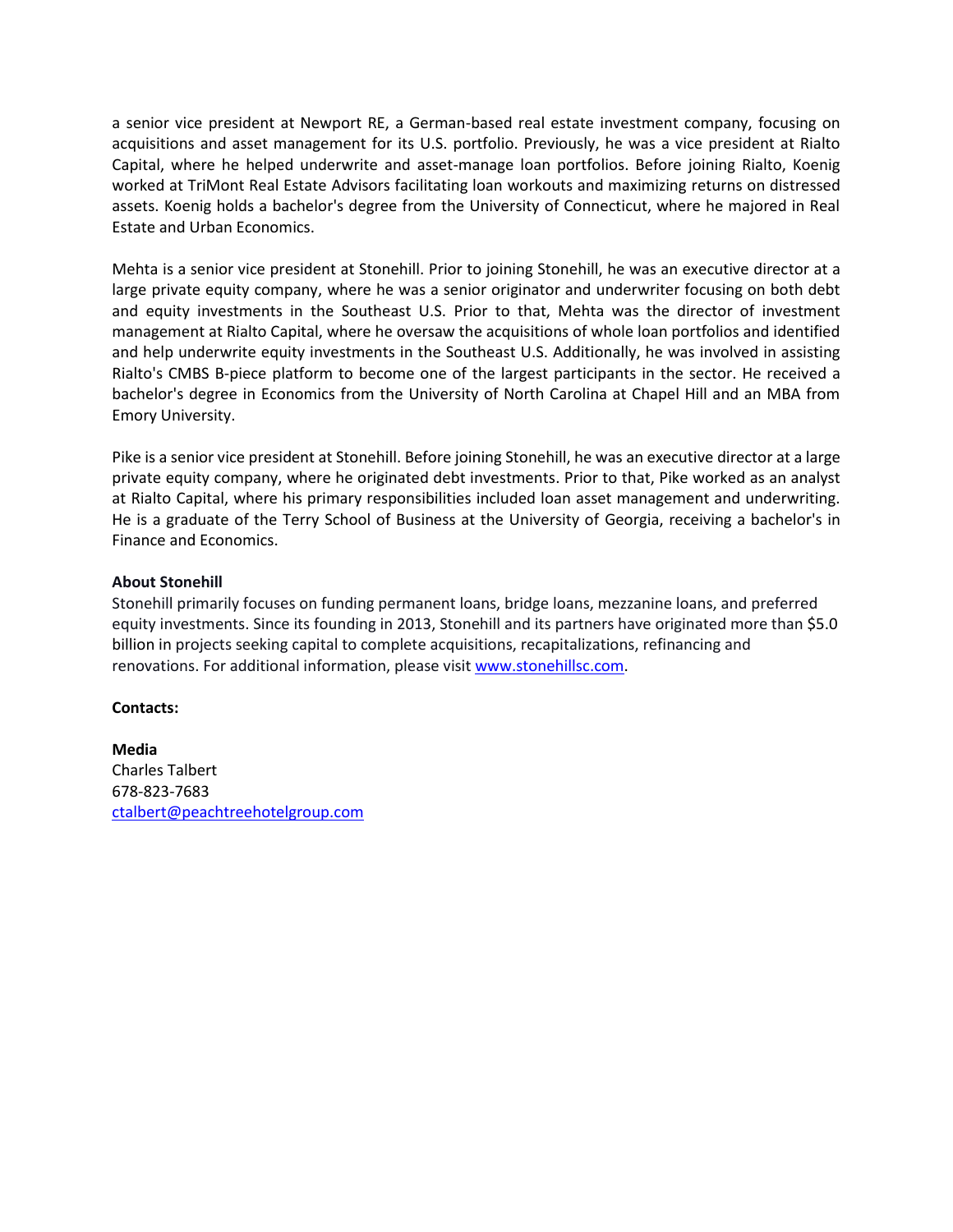a senior vice president at Newport RE, a German-based real estate investment company, focusing on acquisitions and asset management for its U.S. portfolio. Previously, he was a vice president at Rialto Capital, where he helped underwrite and asset-manage loan portfolios. Before joining Rialto, Koenig worked at TriMont Real Estate Advisors facilitating loan workouts and maximizing returns on distressed assets. Koenig holds a bachelor's degree from the University of Connecticut, where he majored in Real Estate and Urban Economics.

Mehta is a senior vice president at Stonehill. Prior to joining Stonehill, he was an executive director at a large private equity company, where he was a senior originator and underwriter focusing on both debt and equity investments in the Southeast U.S. Prior to that, Mehta was the director of investment management at Rialto Capital, where he oversaw the acquisitions of whole loan portfolios and identified and help underwrite equity investments in the Southeast U.S. Additionally, he was involved in assisting Rialto's CMBS B-piece platform to become one of the largest participants in the sector. He received a bachelor's degree in Economics from the University of North Carolina at Chapel Hill and an MBA from Emory University.

Pike is a senior vice president at Stonehill. Before joining Stonehill, he was an executive director at a large private equity company, where he originated debt investments. Prior to that, Pike worked as an analyst at Rialto Capital, where his primary responsibilities included loan asset management and underwriting. He is a graduate of the Terry School of Business at the University of Georgia, receiving a bachelor's in Finance and Economics.

**About Stonehill**

Stonehill primarily focuses on funding permanent loans, bridge loans, mezzanine loans, and preferred equity investments. Since its founding in 2013, Stonehill and its partners have originated more than $5.0 billion in projects seeking capital to complete acquisitions, recapitalizations, refinancing and renovations. For additional information, please visit www.stonehillsc.com.

**Contacts:**

**Media**
Charles Talbert
678-823-7683
ctalbert@peachtreehotelgroup.com